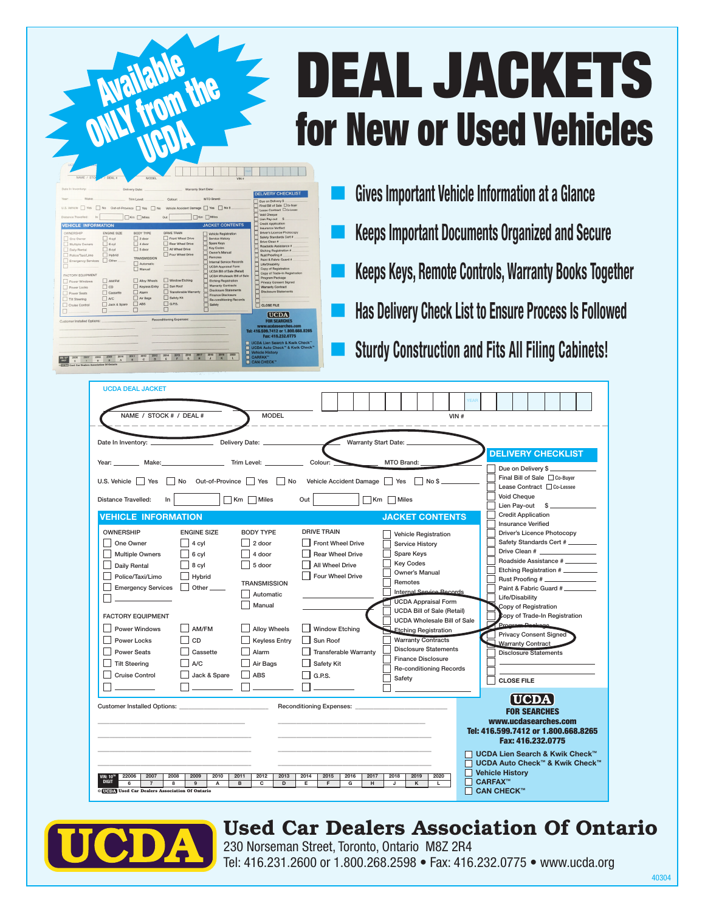# Available ONLY from the UCDA

# DEAL JACKETS

## for New or Used Vehicles

- Gives Important Vehicle Information at a Glance
- Keeps Important Documents Organized and Secure
- Keeps Keys, Remote Controls, Warranty Books Together
- Has Delivery Check List to Ensure Process Is Followed
- Sturdy Construction and Fits All Filing Cabinets!

---

UCDA DEAL JACKET

NAME / STOCK # / DEAL # | MODEL | VIN # | YEAR

Date In Inventory: ______ Delivery Date: ______ Warranty Start Date: ______

Year: ______ Make: ______ Trim Level: ______ Colour: ______ MTO Brand: ______

U.S. Vehicle ☐ Yes ☐ No Out-of-Province ☐ Yes ☐ No Vehicle Accident Damage ☐ Yes ☐ No $ ______

Distance Travelled: In ______ ☐ Km ☐ Miles Out ______ ☐ Km ☐ Miles

### VEHICLE INFORMATION

| OWNERSHIP | ENGINE SIZE | BODY TYPE | DRIVE TRAIN |
|---|---|---|---|
| ☐ One Owner | ☐ 4 cyl | ☐ 2 door | ☐ Front Wheel Drive |
| ☐ Multiple Owners | ☐ 6 cyl | ☐ 4 door | ☐ Rear Wheel Drive |
| ☐ Daily Rental | ☐ 8 cyl | ☐ 5 door | ☐ All Wheel Drive |
| ☐ Police/Taxi/Limo | ☐ Hybrid | | ☐ Four Wheel Drive |
| ☐ Emergency Services | ☐ Other ____ | TRANSMISSION | |
| ☐ ______ | | ☐ Automatic | |
| | | ☐ Manual | |

FACTORY EQUIPMENT

| | | | |
|---|---|---|---|
| ☐ Power Windows | ☐ AM/FM | ☐ Alloy Wheels | ☐ Window Etching |
| ☐ Power Locks | ☐ CD | ☐ Keyless Entry | ☐ Sun Roof |
| ☐ Power Seats | ☐ Cassette | ☐ Alarm | ☐ Transferable Warranty |
| ☐ Tilt Steering | ☐ A/C | ☐ Air Bags | ☐ Safety Kit |
| ☐ Cruise Control | ☐ Jack & Spare | ☐ ABS | ☐ G.P.S. |
| ☐ ______ | ☐ ______ | ☐ ______ | ☐ ______ |

### JACKET CONTENTS

- ☐ Vehicle Registration
- ☐ Service History
- ☐ Spare Keys
- ☐ Key Codes
- ☐ Owner's Manual
- ☐ Remotes
- ☐ Internal Service Records
- ☐ UCDA Appraisal Form
- ☐ UCDA Bill of Sale (Retail)
- ☐ UCDA Wholesale Bill of Sale
- ☐ Etching Registration
- ☐ Warranty Contracts
- ☐ Disclosure Statements
- ☐ Finance Disclosure
- ☐ Re-conditioning Records
- ☐ Safety
- ☐ ______

### DELIVERY CHECKLIST

- ☐ Due on Delivery $ ______
- ☐ Final Bill of Sale ☐ Co-Buyer
- Lease Contract ☐ Co-Lessee
- ☐ Void Cheque
- ☐ Lien Pay-out $ ______
- ☐ Credit Application
- ☐ Insurance Verified
- ☐ Driver's Licence Photocopy
- ☐ Safety Standards Cert # ______
- ☐ Drive Clean # ______
- ☐ Roadside Assistance # ______
- ☐ Etching Registration # ______
- ☐ Rust Proofing # ______
- ☐ Paint & Fabric Guard # ______
- ☐ Life/Disability
- ☐ Copy of Registration
- ☐ Copy of Trade-In Registration
- ☐ Program Package
- ☐ Privacy Consent Signed
- ☐ Warranty Contract
- ☐ Disclosure Statements
- ☐ ______
- ☐ ______
- ☐ CLOSE FILE

Customer Installed Options: ______ Reconditioning Expenses: ______

| VIN: 10th DIGIT | 22006 | 2007 | 2008 | 2009 | 2010 | 2011 | 2012 | 2013 | 2014 | 2015 | 2016 | 2017 | 2018 | 2019 | 2020 |
|---|---|---|---|---|---|---|---|---|---|---|---|---|---|---|---|
| | 6 | 7 | 8 | 9 | A | B | C | D | E | F | G | H | J | K | L |

© UCDA Used Car Dealers Association Of Ontario

**UCDA FOR SEARCHES**
**www.ucdasearches.com**
**Tel: 416.599.7412 or 1.800.668.8265**
**Fax: 416.232.0775**

- ☐ UCDA Lien Search & Kwik Check™
- ☐ UCDA Auto Check™ & Kwik Check™
- ☐ Vehicle History
- ☐ CARFAX™
- ☐ CAN CHECK™

---

UCDA

## Used Car Dealers Association Of Ontario

230 Norseman Street, Toronto, Ontario M8Z 2R4
Tel: 416.231.2600 or 1.800.268.2598 • Fax: 416.232.0775 • www.ucda.org

40304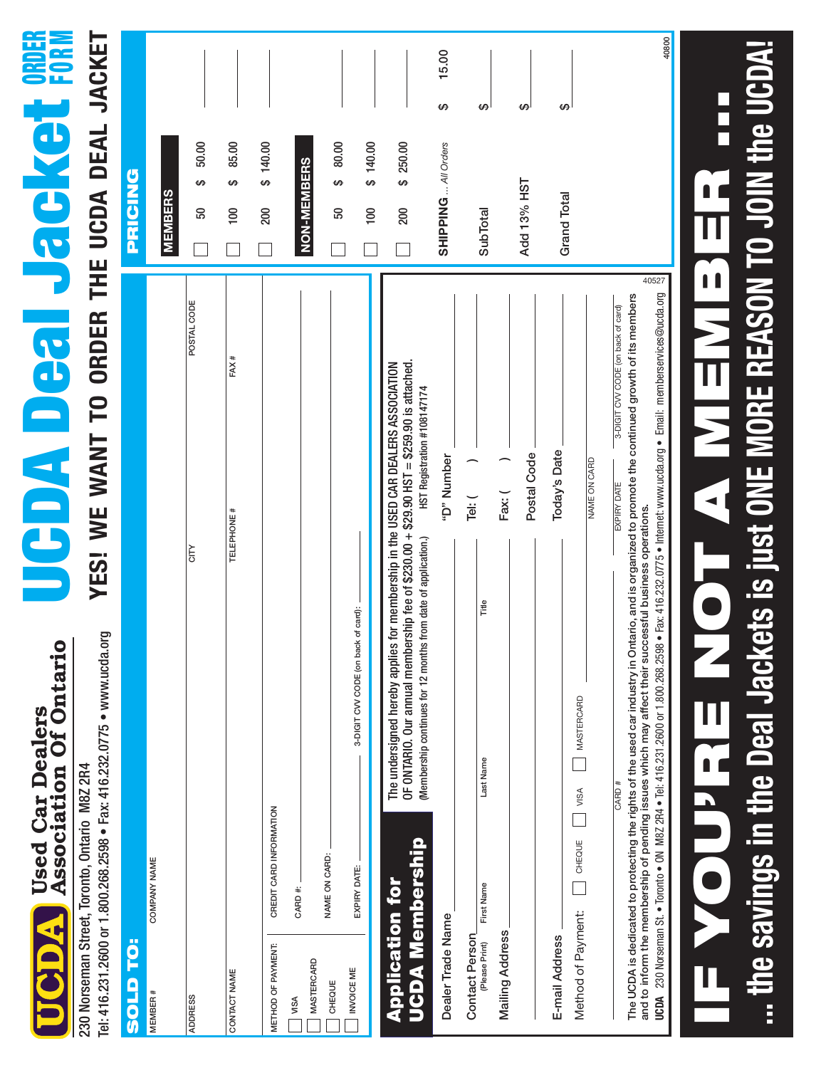**UCDA** **Used Car Dealers Association Of Ontario**

230 Norseman Street, Toronto, Ontario M8Z 2R4
Tel: 416.231.2600 or 1.800.268.2598 • Fax: 416.232.0775 • www.ucda.org

# UCDA Deal Jacket ORDER FORM

## YES! WE WANT TO ORDER THE UCDA DEAL JACKET

## SOLD TO:

MEMBER # ____ COMPANY NAME ____

ADDRESS ____ CITY ____ POSTAL CODE ____

CONTACT NAME ____ TELEPHONE # ____ FAX # ____

METHOD OF PAYMENT:
- ☐ VISA
- ☐ MASTERCARD
- ☐ CHEQUE
- ☐ INVOICE ME

CREDIT CARD INFORMATION

CARD #: ____

NAME ON CARD: ____

EXPIRY DATE: ____ 3-DIGIT CVV CODE (on back of card): ____

## PRICING

**MEMBERS**

| | Qty | Price | |
|---|---|---|---|
| ☐ | 50 | $ 50.00 | ____ |
| ☐ | 100 | $ 85.00 | ____ |
| ☐ | 200 | $ 140.00 | ____ |

**NON-MEMBERS**

| | Qty | Price | |
|---|---|---|---|
| ☐ | 50 | $ 80.00 | ____ |
| ☐ | 100 | $ 140.00 | ____ |
| ☐ | 200 | $ 250.00 | ____ |

| | |
|---|---|
| SHIPPING ... *All Orders* | $ 15.00 |
| SubTotal | $ ____ |
| Add 13% HST | $ ____ |
| Grand Total | $ ____ |

## Application for UCDA Membership

The undersigned hereby applies for membership in the USED CAR DEALERS ASSOCIATION OF ONTARIO. Our annual membership fee of $230.00 + $29.90 HST = $259.90 is attached.
(Membership continues for 12 months from date of application.) HST Registration #108147174

Dealer Trade Name ____ "D" Number ____

Contact Person (Please Print) First Name ____ Last Name ____ Title ____ Tel: ( ) ____

Mailing Address ____ Fax: ( ) ____

____ Postal Code ____

E-mail Address ____ Today's Date ____

Method of Payment: ☐ CHEQUE ☐ VISA ☐ MASTERCARD ____ NAME ON CARD ____

CARD # ____ EXPIRY DATE ____ 3-DIGIT CVV CODE (on back of card) ____

The UCDA is dedicated to protecting the rights of the used car industry in Ontario, and is organized to promote the continued growth of its members and to inform the membership of pending issues which may affect their successful business operations.

**UCDA** 230 Norseman St. • Toronto • ON M8Z 2R4 • Tel: 416.231.2600 or 1.800.268.2598 • Fax: 416.232.0775 • Internet: www.ucda.org • Email: memberservices@ucda.org

40527

# IF YOU'RE NOT A MEMBER ...

## ... the savings in the Deal Jackets is just ONE MORE REASON TO JOIN the UCDA!

40800